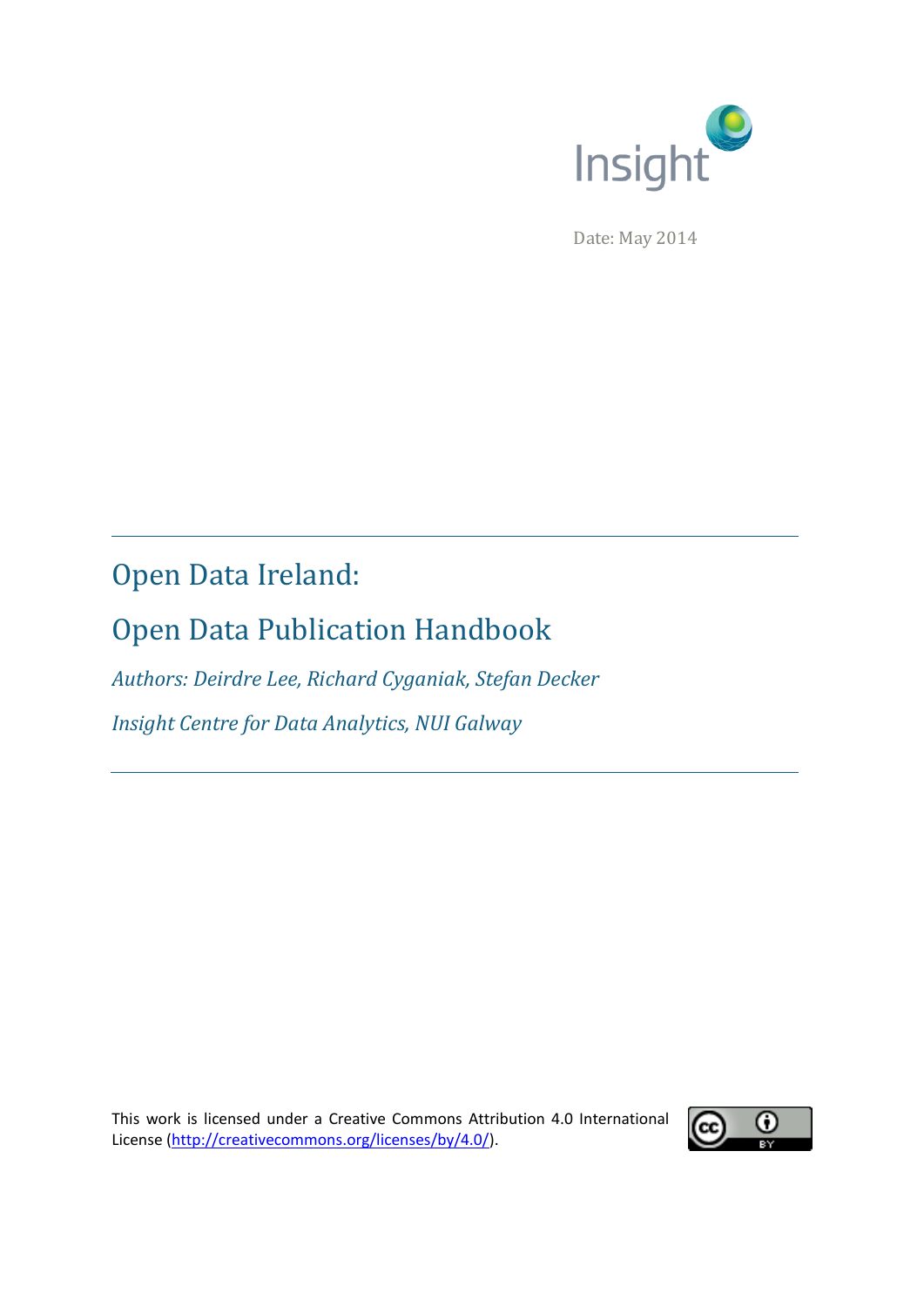Insight

Date: May 2014

# Open Data Ireland:

# Open Data Publication Handbook

*Authors: Deirdre Lee, Richard Cyganiak, Stefan Decker*

*Insight Centre for Data Analytics, NUI Galway*

This work is licensed under a Creative Commons Attribution 4.0 International License (http://creativecommons.org/licenses/by/4.0/).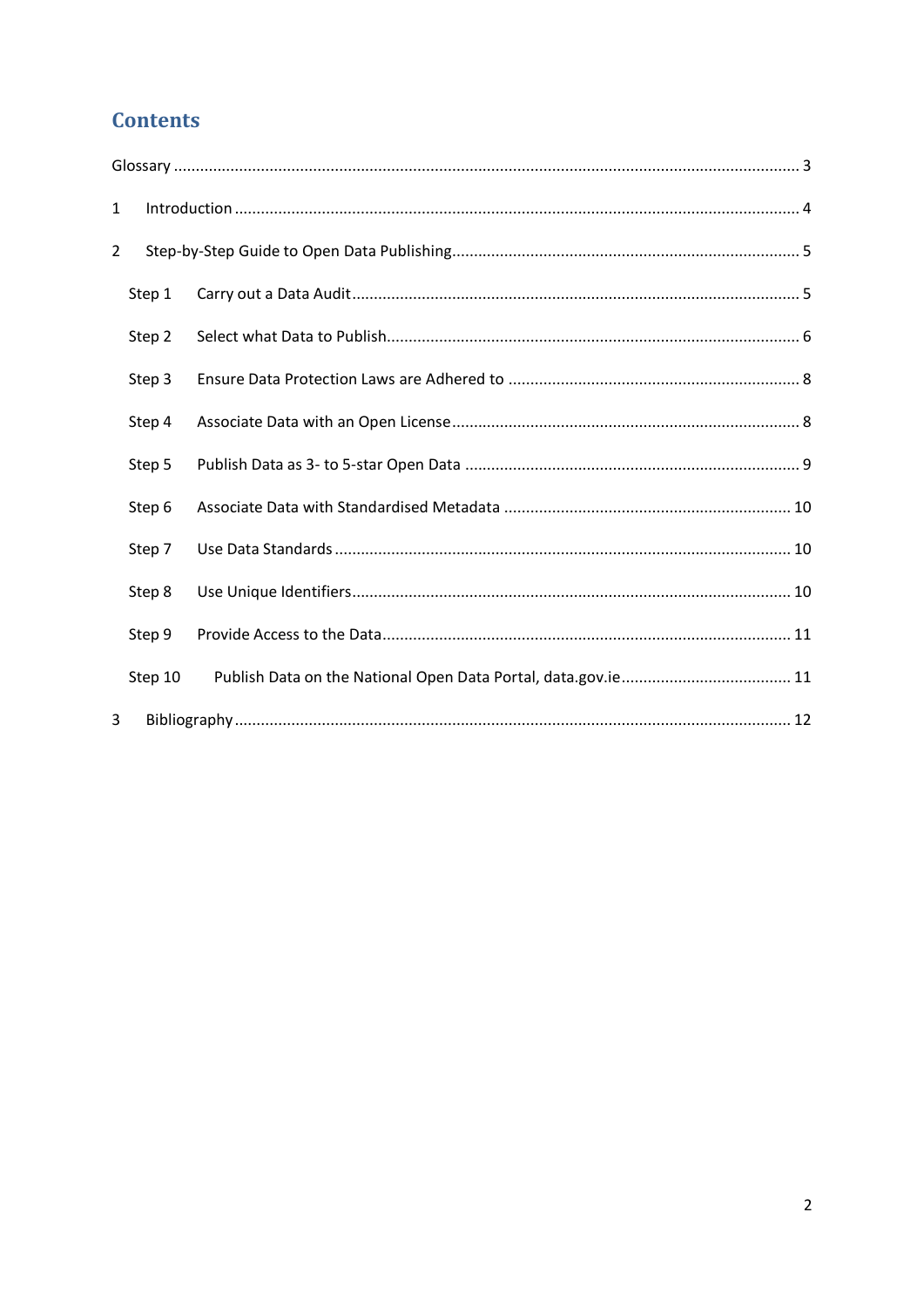# Contents

Glossary ..... 3

1 Introduction ..... 4

2 Step-by-Step Guide to Open Data Publishing ..... 5

- Step 1 Carry out a Data Audit ..... 5
- Step 2 Select what Data to Publish ..... 6
- Step 3 Ensure Data Protection Laws are Adhered to ..... 8
- Step 4 Associate Data with an Open License ..... 8
- Step 5 Publish Data as 3- to 5-star Open Data ..... 9
- Step 6 Associate Data with Standardised Metadata ..... 10
- Step 7 Use Data Standards ..... 10
- Step 8 Use Unique Identifiers ..... 10
- Step 9 Provide Access to the Data ..... 11
- Step 10 Publish Data on the National Open Data Portal, data.gov.ie ..... 11

3 Bibliography ..... 12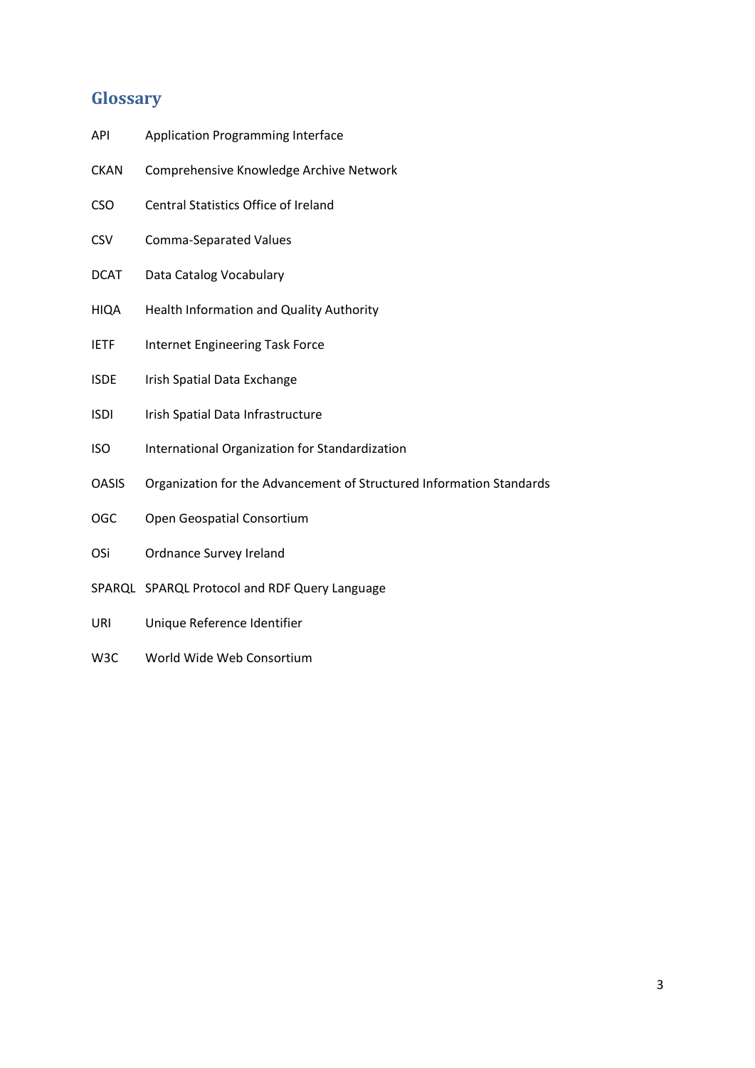## Glossary

| | |
|---|---|
| API | Application Programming Interface |
| CKAN | Comprehensive Knowledge Archive Network |
| CSO | Central Statistics Office of Ireland |
| CSV | Comma-Separated Values |
| DCAT | Data Catalog Vocabulary |
| HIQA | Health Information and Quality Authority |
| IETF | Internet Engineering Task Force |
| ISDE | Irish Spatial Data Exchange |
| ISDI | Irish Spatial Data Infrastructure |
| ISO | International Organization for Standardization |
| OASIS | Organization for the Advancement of Structured Information Standards |
| OGC | Open Geospatial Consortium |
| OSi | Ordnance Survey Ireland |
| SPARQL | SPARQL Protocol and RDF Query Language |
| URI | Unique Reference Identifier |
| W3C | World Wide Web Consortium |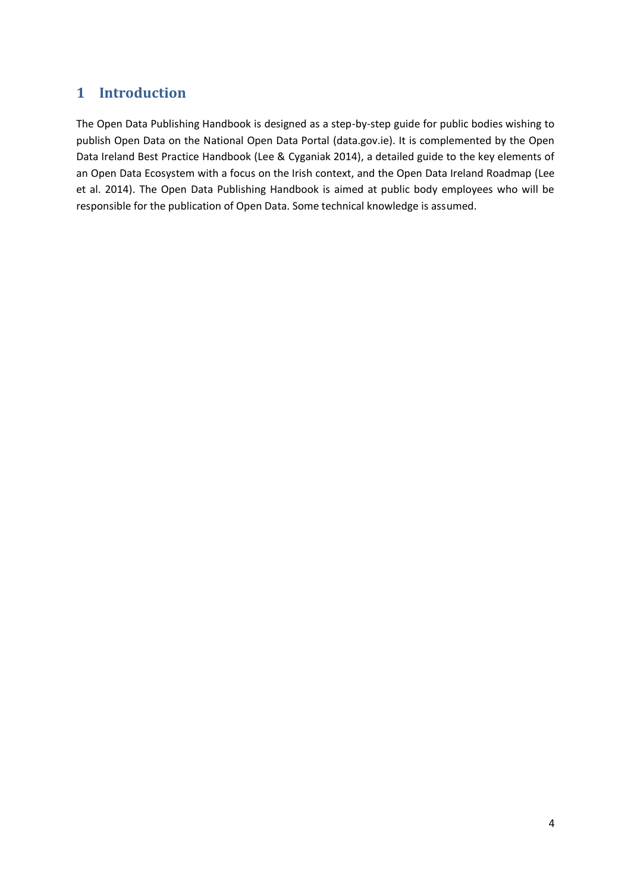# 1 Introduction

The Open Data Publishing Handbook is designed as a step-by-step guide for public bodies wishing to publish Open Data on the National Open Data Portal (data.gov.ie). It is complemented by the Open Data Ireland Best Practice Handbook (Lee & Cyganiak 2014), a detailed guide to the key elements of an Open Data Ecosystem with a focus on the Irish context, and the Open Data Ireland Roadmap (Lee et al. 2014). The Open Data Publishing Handbook is aimed at public body employees who will be responsible for the publication of Open Data. Some technical knowledge is assumed.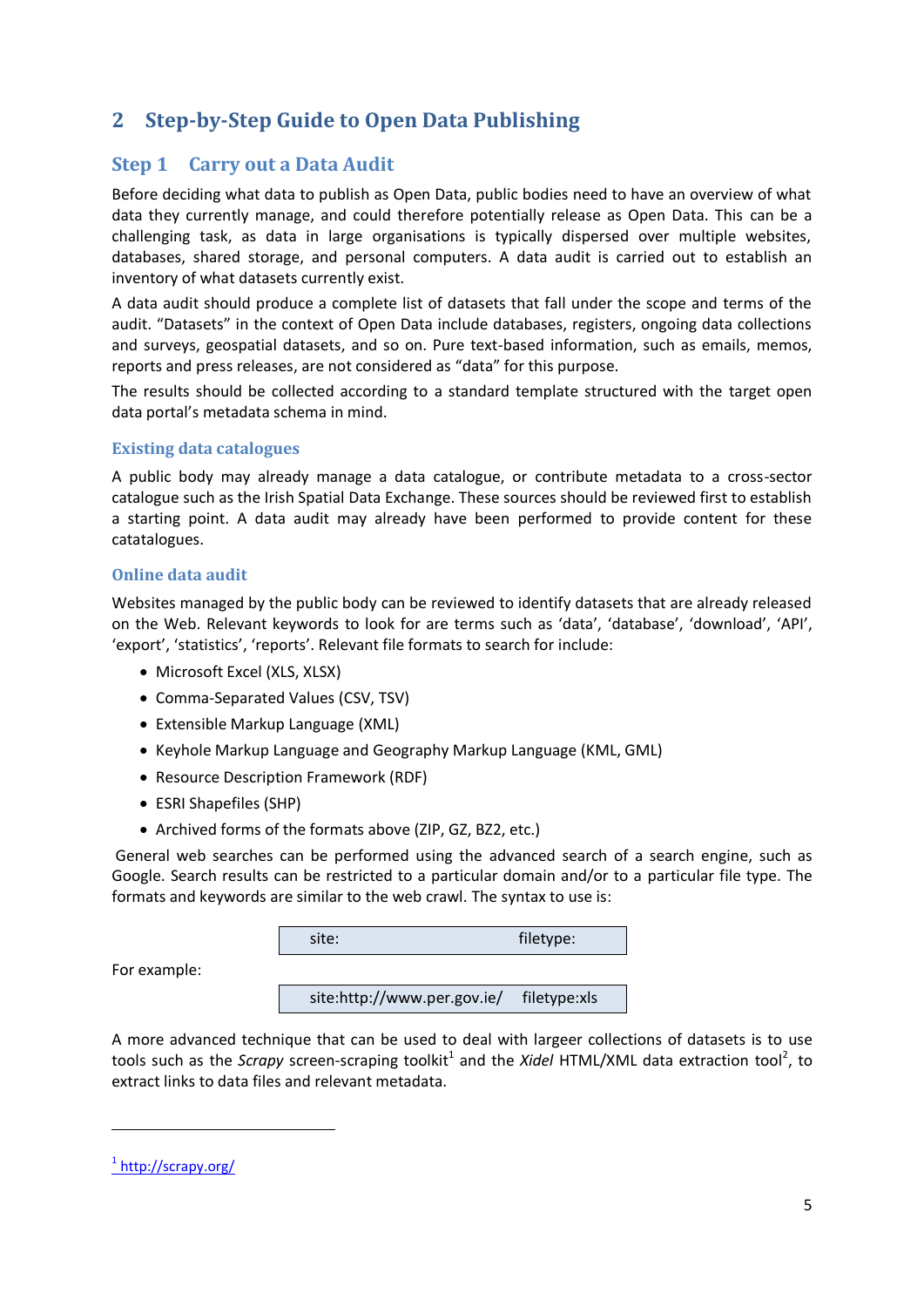# 2 Step-by-Step Guide to Open Data Publishing

## Step 1 Carry out a Data Audit

Before deciding what data to publish as Open Data, public bodies need to have an overview of what data they currently manage, and could therefore potentially release as Open Data. This can be a challenging task, as data in large organisations is typically dispersed over multiple websites, databases, shared storage, and personal computers. A data audit is carried out to establish an inventory of what datasets currently exist.

A data audit should produce a complete list of datasets that fall under the scope and terms of the audit. "Datasets" in the context of Open Data include databases, registers, ongoing data collections and surveys, geospatial datasets, and so on. Pure text-based information, such as emails, memos, reports and press releases, are not considered as "data" for this purpose.

The results should be collected according to a standard template structured with the target open data portal's metadata schema in mind.

### Existing data catalogues

A public body may already manage a data catalogue, or contribute metadata to a cross-sector catalogue such as the Irish Spatial Data Exchange. These sources should be reviewed first to establish a starting point. A data audit may already have been performed to provide content for these catatalogues.

### Online data audit

Websites managed by the public body can be reviewed to identify datasets that are already released on the Web. Relevant keywords to look for are terms such as 'data', 'database', 'download', 'API', 'export', 'statistics', 'reports'. Relevant file formats to search for include:

- Microsoft Excel (XLS, XLSX)
- Comma-Separated Values (CSV, TSV)
- Extensible Markup Language (XML)
- Keyhole Markup Language and Geography Markup Language (KML, GML)
- Resource Description Framework (RDF)
- ESRI Shapefiles (SHP)
- Archived forms of the formats above (ZIP, GZ, BZ2, etc.)

General web searches can be performed using the advanced search of a search engine, such as Google. Search results can be restricted to a particular domain and/or to a particular file type. The formats and keywords are similar to the web crawl. The syntax to use is:

```
site:                filetype:
```

For example:

```
site:http://www.per.gov.ie/    filetype:xls
```

A more advanced technique that can be used to deal with largeer collections of datasets is to use tools such as the *Scrapy* screen-scraping toolkit[1] and the *Xidel* HTML/XML data extraction tool[2], to extract links to data files and relevant metadata.

[1] http://scrapy.org/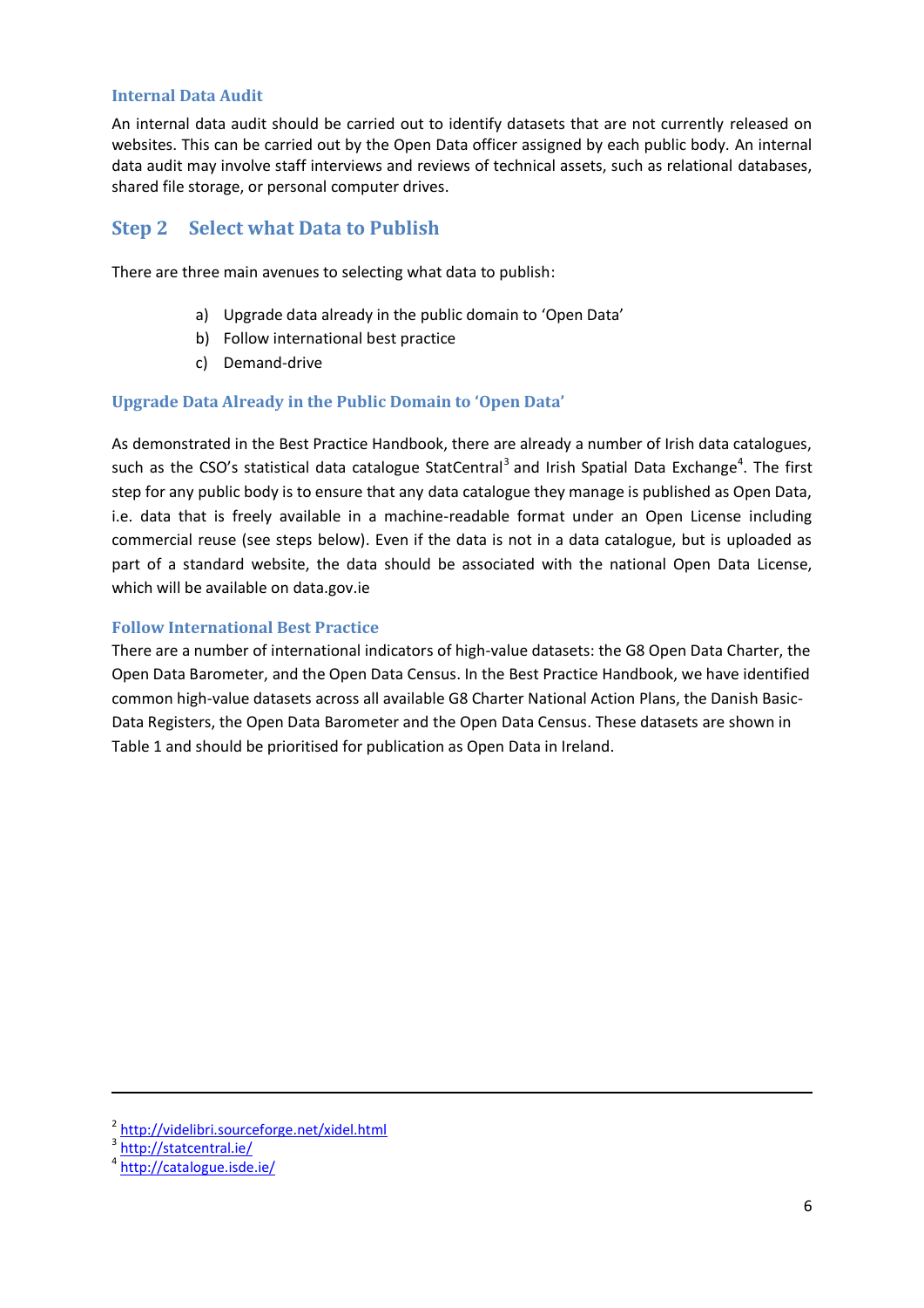### Internal Data Audit

An internal data audit should be carried out to identify datasets that are not currently released on websites. This can be carried out by the Open Data officer assigned by each public body. An internal data audit may involve staff interviews and reviews of technical assets, such as relational databases, shared file storage, or personal computer drives.

## Step 2 Select what Data to Publish

There are three main avenues to selecting what data to publish:

a) Upgrade data already in the public domain to 'Open Data'
b) Follow international best practice
c) Demand-drive

### Upgrade Data Already in the Public Domain to 'Open Data'

As demonstrated in the Best Practice Handbook, there are already a number of Irish data catalogues, such as the CSO's statistical data catalogue StatCentral[3] and Irish Spatial Data Exchange[4]. The first step for any public body is to ensure that any data catalogue they manage is published as Open Data, i.e. data that is freely available in a machine-readable format under an Open License including commercial reuse (see steps below). Even if the data is not in a data catalogue, but is uploaded as part of a standard website, the data should be associated with the national Open Data License, which will be available on data.gov.ie

### Follow International Best Practice

There are a number of international indicators of high-value datasets: the G8 Open Data Charter, the Open Data Barometer, and the Open Data Census. In the Best Practice Handbook, we have identified common high-value datasets across all available G8 Charter National Action Plans, the Danish Basic-Data Registers, the Open Data Barometer and the Open Data Census. These datasets are shown in Table 1 and should be prioritised for publication as Open Data in Ireland.

---

[2] http://videlibri.sourceforge.net/xidel.html
[3] http://statcentral.ie/
[4] http://catalogue.isde.ie/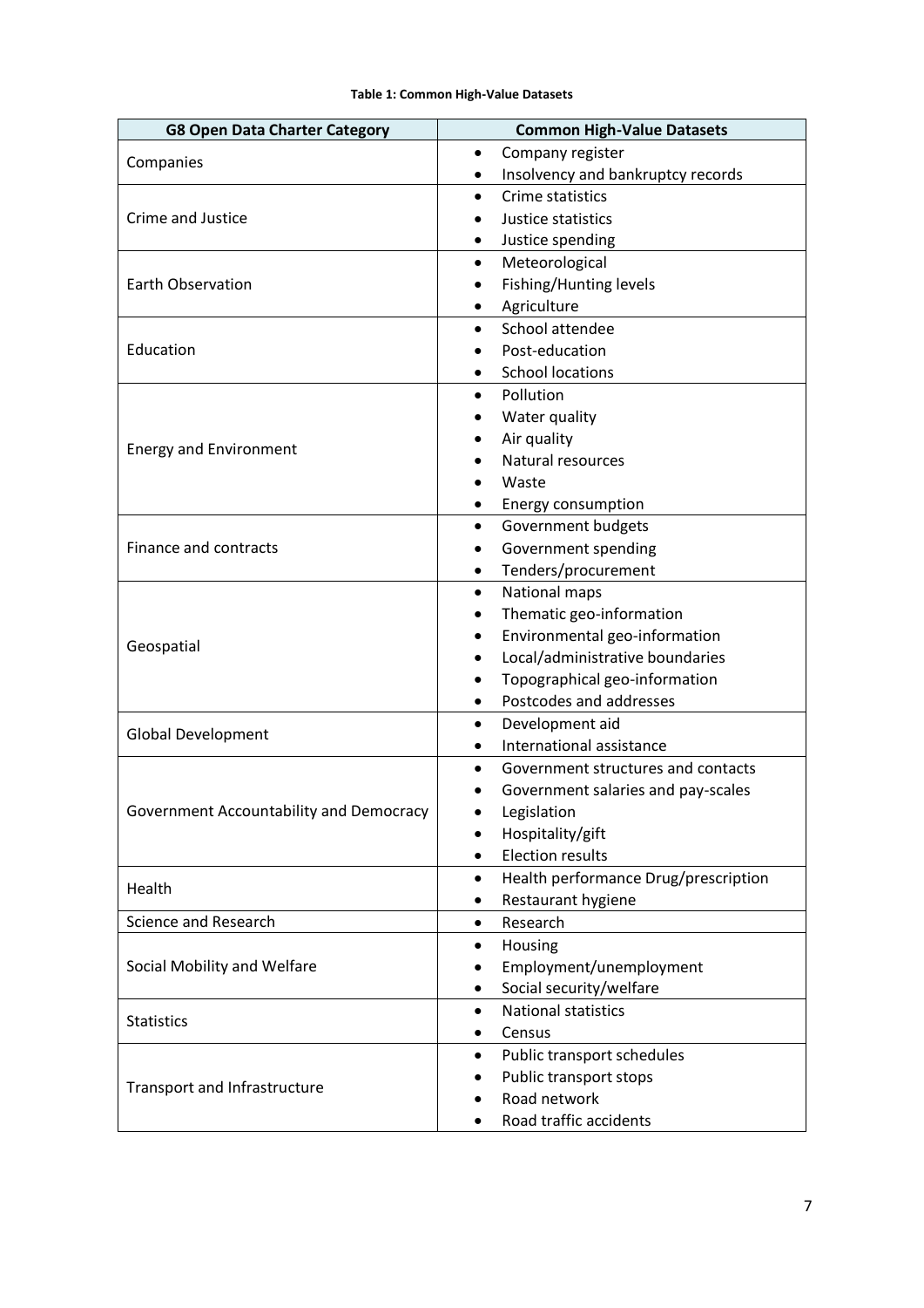**Table 1: Common High-Value Datasets**

| G8 Open Data Charter Category | Common High-Value Datasets |
|---|---|
| Companies | • Company register<br>• Insolvency and bankruptcy records |
| Crime and Justice | • Crime statistics<br>• Justice statistics<br>• Justice spending |
| Earth Observation | • Meteorological<br>• Fishing/Hunting levels<br>• Agriculture |
| Education | • School attendee<br>• Post-education<br>• School locations |
| Energy and Environment | • Pollution<br>• Water quality<br>• Air quality<br>• Natural resources<br>• Waste<br>• Energy consumption |
| Finance and contracts | • Government budgets<br>• Government spending<br>• Tenders/procurement |
| Geospatial | • National maps<br>• Thematic geo-information<br>• Environmental geo-information<br>• Local/administrative boundaries<br>• Topographical geo-information<br>• Postcodes and addresses |
| Global Development | • Development aid<br>• International assistance |
| Government Accountability and Democracy | • Government structures and contacts<br>• Government salaries and pay-scales<br>• Legislation<br>• Hospitality/gift<br>• Election results |
| Health | • Health performance Drug/prescription<br>• Restaurant hygiene |
| Science and Research | • Research |
| Social Mobility and Welfare | • Housing<br>• Employment/unemployment<br>• Social security/welfare |
| Statistics | • National statistics<br>• Census |
| Transport and Infrastructure | • Public transport schedules<br>• Public transport stops<br>• Road network<br>• Road traffic accidents |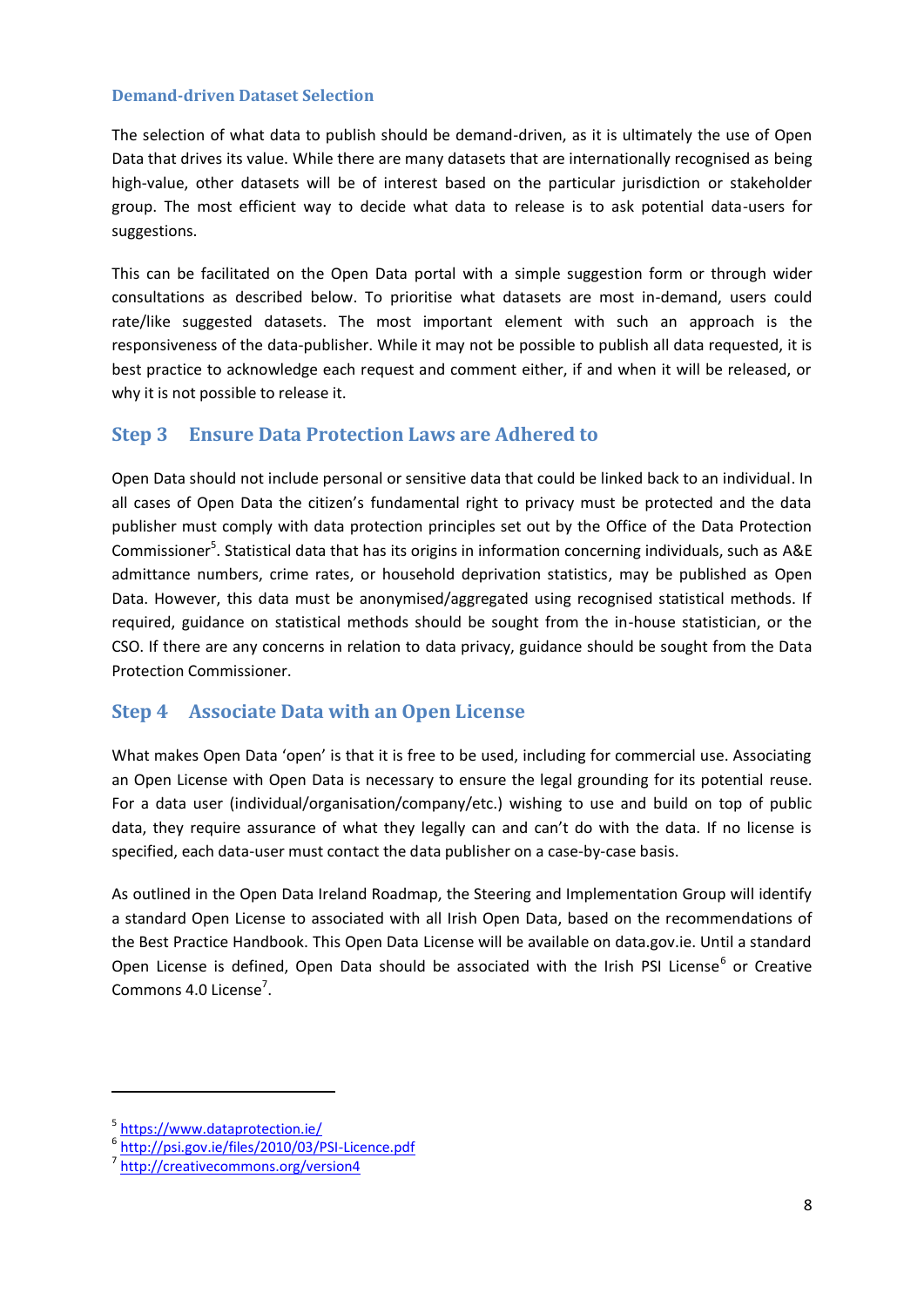### Demand-driven Dataset Selection

The selection of what data to publish should be demand-driven, as it is ultimately the use of Open Data that drives its value. While there are many datasets that are internationally recognised as being high-value, other datasets will be of interest based on the particular jurisdiction or stakeholder group. The most efficient way to decide what data to release is to ask potential data-users for suggestions.

This can be facilitated on the Open Data portal with a simple suggestion form or through wider consultations as described below. To prioritise what datasets are most in-demand, users could rate/like suggested datasets. The most important element with such an approach is the responsiveness of the data-publisher. While it may not be possible to publish all data requested, it is best practice to acknowledge each request and comment either, if and when it will be released, or why it is not possible to release it.

## Step 3 Ensure Data Protection Laws are Adhered to

Open Data should not include personal or sensitive data that could be linked back to an individual. In all cases of Open Data the citizen's fundamental right to privacy must be protected and the data publisher must comply with data protection principles set out by the Office of the Data Protection Commissioner[5]. Statistical data that has its origins in information concerning individuals, such as A&E admittance numbers, crime rates, or household deprivation statistics, may be published as Open Data. However, this data must be anonymised/aggregated using recognised statistical methods. If required, guidance on statistical methods should be sought from the in-house statistician, or the CSO. If there are any concerns in relation to data privacy, guidance should be sought from the Data Protection Commissioner.

## Step 4 Associate Data with an Open License

What makes Open Data 'open' is that it is free to be used, including for commercial use. Associating an Open License with Open Data is necessary to ensure the legal grounding for its potential reuse. For a data user (individual/organisation/company/etc.) wishing to use and build on top of public data, they require assurance of what they legally can and can't do with the data. If no license is specified, each data-user must contact the data publisher on a case-by-case basis.

As outlined in the Open Data Ireland Roadmap, the Steering and Implementation Group will identify a standard Open License to associated with all Irish Open Data, based on the recommendations of the Best Practice Handbook. This Open Data License will be available on data.gov.ie. Until a standard Open License is defined, Open Data should be associated with the Irish PSI License[6] or Creative Commons 4.0 License[7].

---

[5] https://www.dataprotection.ie/

[6] http://psi.gov.ie/files/2010/03/PSI-Licence.pdf

[7] http://creativecommons.org/version4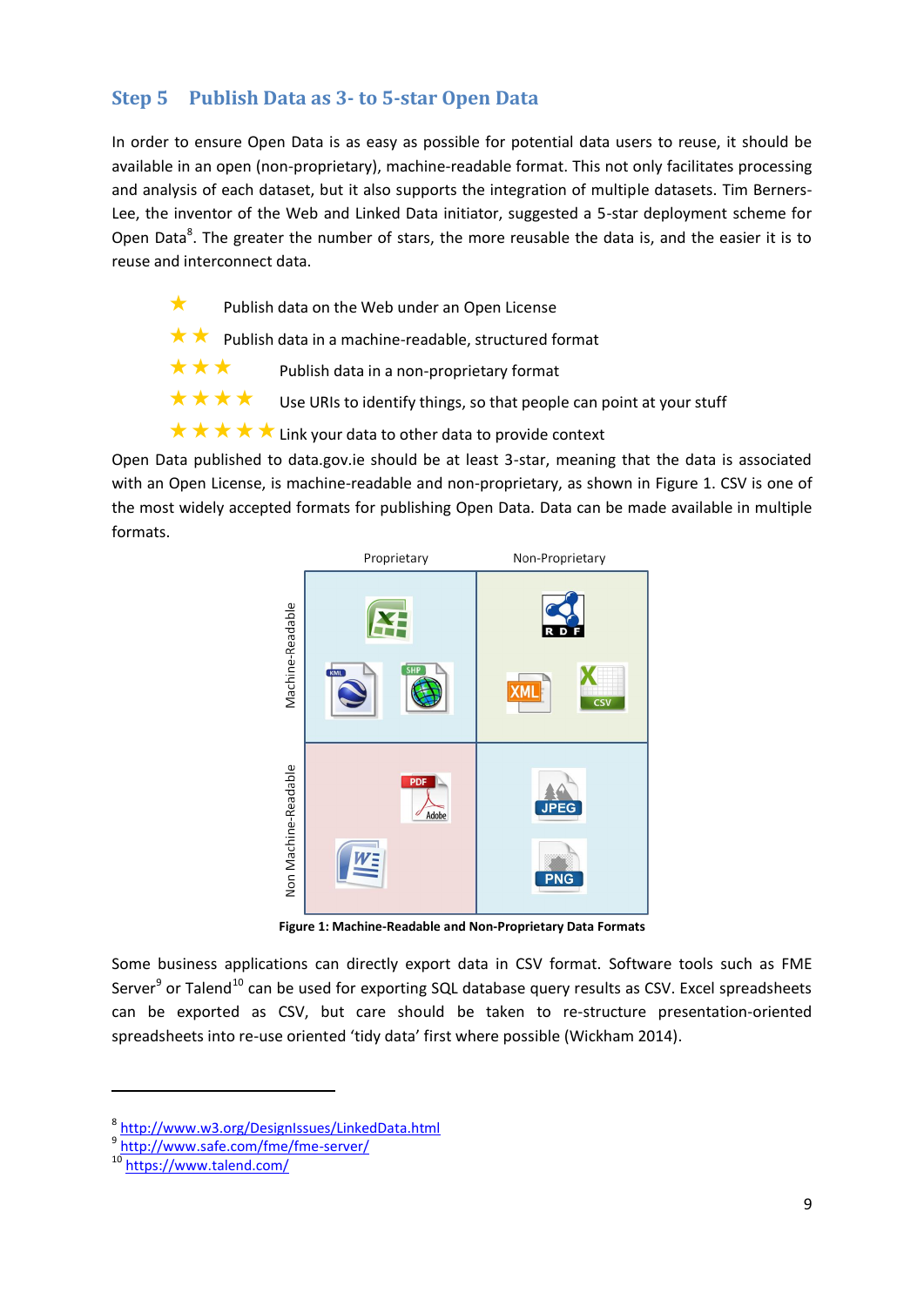## Step 5 Publish Data as 3- to 5-star Open Data

In order to ensure Open Data is as easy as possible for potential data users to reuse, it should be available in an open (non-proprietary), machine-readable format. This not only facilitates processing and analysis of each dataset, but it also supports the integration of multiple datasets. Tim Berners-Lee, the inventor of the Web and Linked Data initiator, suggested a 5-star deployment scheme for Open Data[8]. The greater the number of stars, the more reusable the data is, and the easier it is to reuse and interconnect data.

- ★ Publish data on the Web under an Open License
- ★★ Publish data in a machine-readable, structured format
- ★★★ Publish data in a non-proprietary format
- ★★★★ Use URIs to identify things, so that people can point at your stuff
- ★★★★★ Link your data to other data to provide context

Open Data published to data.gov.ie should be at least 3-star, meaning that the data is associated with an Open License, is machine-readable and non-proprietary, as shown in Figure 1. CSV is one of the most widely accepted formats for publishing Open Data. Data can be made available in multiple formats.

| | Proprietary | Non-Proprietary |
|---|---|---|
| Machine-Readable | Excel, KML, SHP | RDF, XML, CSV |
| Non Machine-Readable | PDF, Word | JPEG, PNG |

**Figure 1: Machine-Readable and Non-Proprietary Data Formats**

Some business applications can directly export data in CSV format. Software tools such as FME Server[9] or Talend[10] can be used for exporting SQL database query results as CSV. Excel spreadsheets can be exported as CSV, but care should be taken to re-structure presentation-oriented spreadsheets into re-use oriented 'tidy data' first where possible (Wickham 2014).

---

[8] http://www.w3.org/DesignIssues/LinkedData.html
[9] http://www.safe.com/fme/fme-server/
[10] https://www.talend.com/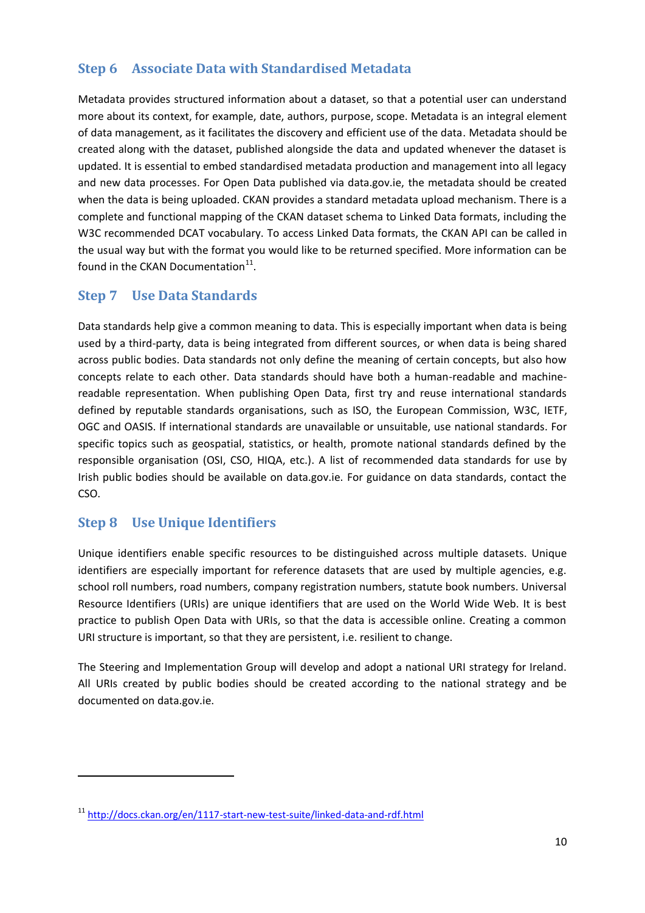## Step 6 Associate Data with Standardised Metadata

Metadata provides structured information about a dataset, so that a potential user can understand more about its context, for example, date, authors, purpose, scope. Metadata is an integral element of data management, as it facilitates the discovery and efficient use of the data. Metadata should be created along with the dataset, published alongside the data and updated whenever the dataset is updated. It is essential to embed standardised metadata production and management into all legacy and new data processes. For Open Data published via data.gov.ie, the metadata should be created when the data is being uploaded. CKAN provides a standard metadata upload mechanism. There is a complete and functional mapping of the CKAN dataset schema to Linked Data formats, including the W3C recommended DCAT vocabulary. To access Linked Data formats, the CKAN API can be called in the usual way but with the format you would like to be returned specified. More information can be found in the CKAN Documentation[11].

## Step 7 Use Data Standards

Data standards help give a common meaning to data. This is especially important when data is being used by a third-party, data is being integrated from different sources, or when data is being shared across public bodies. Data standards not only define the meaning of certain concepts, but also how concepts relate to each other. Data standards should have both a human-readable and machine-readable representation. When publishing Open Data, first try and reuse international standards defined by reputable standards organisations, such as ISO, the European Commission, W3C, IETF, OGC and OASIS. If international standards are unavailable or unsuitable, use national standards. For specific topics such as geospatial, statistics, or health, promote national standards defined by the responsible organisation (OSI, CSO, HIQA, etc.). A list of recommended data standards for use by Irish public bodies should be available on data.gov.ie. For guidance on data standards, contact the CSO.

## Step 8 Use Unique Identifiers

Unique identifiers enable specific resources to be distinguished across multiple datasets. Unique identifiers are especially important for reference datasets that are used by multiple agencies, e.g. school roll numbers, road numbers, company registration numbers, statute book numbers. Universal Resource Identifiers (URIs) are unique identifiers that are used on the World Wide Web. It is best practice to publish Open Data with URIs, so that the data is accessible online. Creating a common URI structure is important, so that they are persistent, i.e. resilient to change.

The Steering and Implementation Group will develop and adopt a national URI strategy for Ireland. All URIs created by public bodies should be created according to the national strategy and be documented on data.gov.ie.

---

[11] http://docs.ckan.org/en/1117-start-new-test-suite/linked-data-and-rdf.html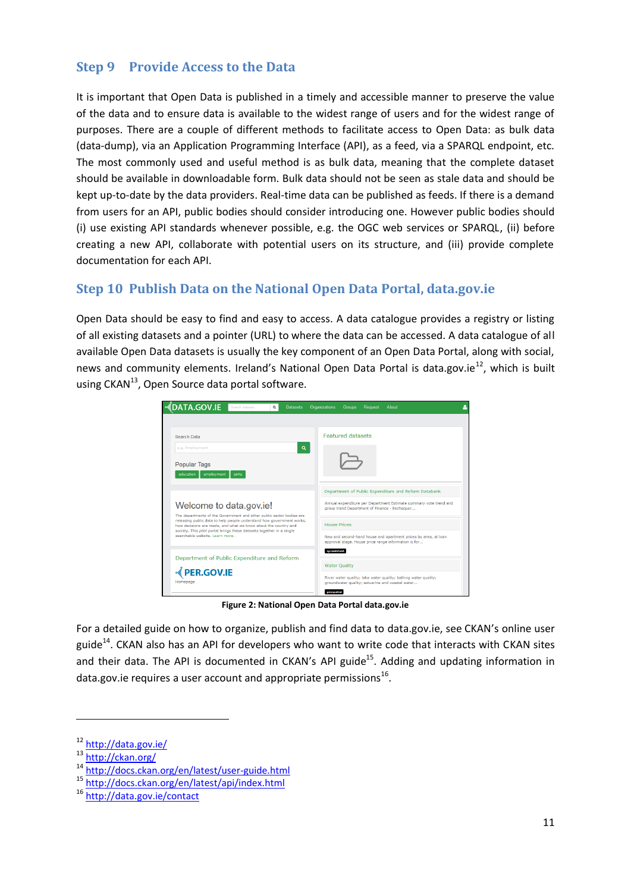## Step 9 Provide Access to the Data

It is important that Open Data is published in a timely and accessible manner to preserve the value of the data and to ensure data is available to the widest range of users and for the widest range of purposes. There are a couple of different methods to facilitate access to Open Data: as bulk data (data-dump), via an Application Programming Interface (API), as a feed, via a SPARQL endpoint, etc. The most commonly used and useful method is as bulk data, meaning that the complete dataset should be available in downloadable form. Bulk data should not be seen as stale data and should be kept up-to-date by the data providers. Real-time data can be published as feeds. If there is a demand from users for an API, public bodies should consider introducing one. However public bodies should (i) use existing API standards whenever possible, e.g. the OGC web services or SPARQL, (ii) before creating a new API, collaborate with potential users on its structure, and (iii) provide complete documentation for each API.

## Step 10 Publish Data on the National Open Data Portal, data.gov.ie

Open Data should be easy to find and easy to access. A data catalogue provides a registry or listing of all existing datasets and a pointer (URL) to where the data can be accessed. A data catalogue of all available Open Data datasets is usually the key component of an Open Data Portal, along with social, news and community elements. Ireland's National Open Data Portal is data.gov.ie[12], which is built using CKAN[13], Open Source data portal software.

**Figure 2: National Open Data Portal data.gov.ie**

For a detailed guide on how to organize, publish and find data to data.gov.ie, see CKAN's online user guide[14]. CKAN also has an API for developers who want to write code that interacts with CKAN sites and their data. The API is documented in CKAN's API guide[15]. Adding and updating information in data.gov.ie requires a user account and appropriate permissions[16].

---

[12] http://data.gov.ie/
[13] http://ckan.org/
[14] http://docs.ckan.org/en/latest/user-guide.html
[15] http://docs.ckan.org/en/latest/api/index.html
[16] http://data.gov.ie/contact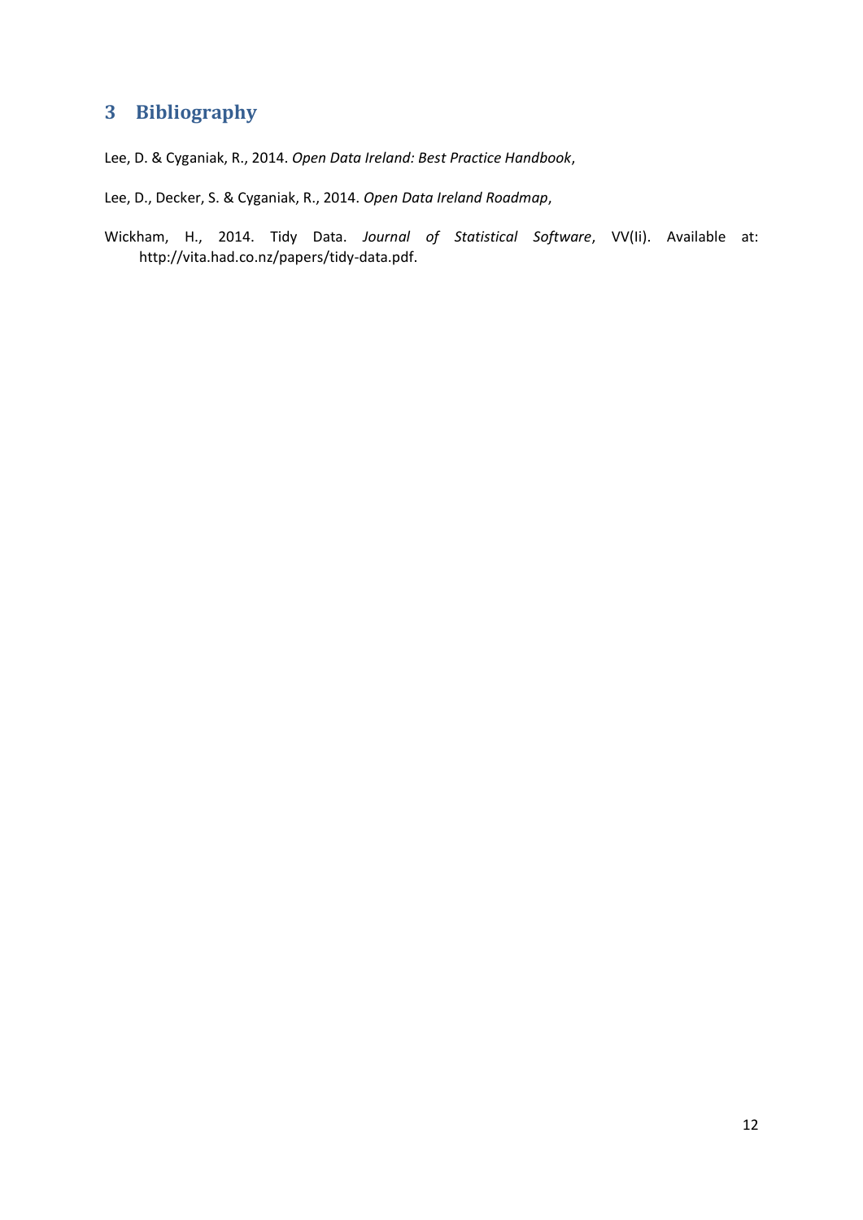# 3 Bibliography

Lee, D. & Cyganiak, R., 2014. *Open Data Ireland: Best Practice Handbook*,

Lee, D., Decker, S. & Cyganiak, R., 2014. *Open Data Ireland Roadmap*,

Wickham, H., 2014. Tidy Data. *Journal of Statistical Software*, VV(Ii). Available at: http://vita.had.co.nz/papers/tidy-data.pdf.